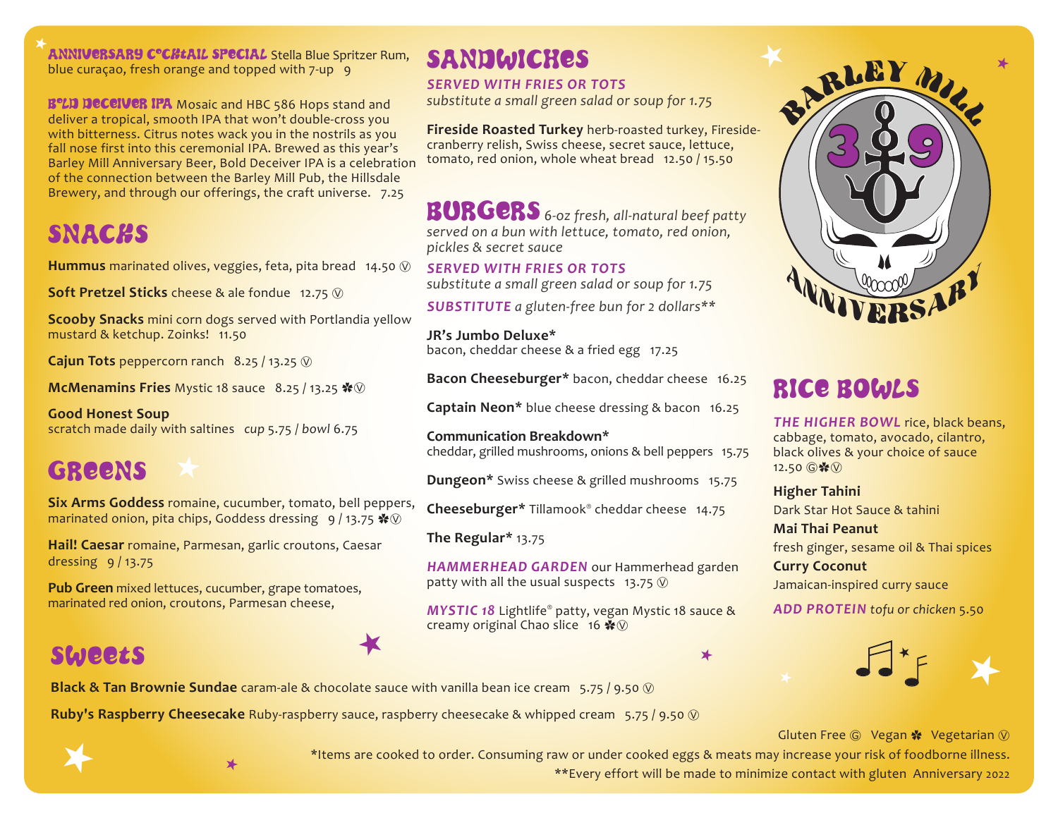**ANNIVERSARY COCKTAIL SPECIAL** Stella Blue Spritzer Rum, blue curaçao, fresh orange and topped with 7-up 9

**BOLD DECEIVER IPA** Mosaic and HBC 586 Hops stand and deliver a tropical, smooth IPA that won't double-cross you with bitterness. Citrus notes wack you in the nostrils as you fall nose first into this ceremonial IPA. Brewed as this year's Barley Mill Anniversary Beer, Bold Deceiver IPA is a celebration of the connection between the Barley Mill Pub, the Hillsdale Brewery, and through our offerings, the craft universe. 7.25

## SNACKS

**Hummus** marinated olives, veggies, feta, pita bread 14.50 Ⓥ

**Soft Pretzel Sticks** cheese & ale fondue 12.75 Ⓥ

**Scooby Snacks** mini corn dogs served with Portlandia yellow mustard & ketchup. Zoinks! 11.50

**Cajun Tots** peppercorn ranch 8.25 / 13.25 Ⓥ

**McMenamins Fries** Mystic 18 sauce 8.25 / 13.25 ✾Ⓥ

**Good Honest Soup**
scratch made daily with saltines *cup* 5.75 / *bowl* 6.75

## GREENS

**Six Arms Goddess** romaine, cucumber, tomato, bell peppers, marinated onion, pita chips, Goddess dressing 9 / 13.75 ✾Ⓥ

**Hail! Caesar** romaine, Parmesan, garlic croutons, Caesar dressing 9 / 13.75

**Pub Green** mixed lettuces, cucumber, grape tomatoes, marinated red onion, croutons, Parmesan cheese,

## SANDWICHES

***SERVED WITH FRIES OR TOTS***
*substitute a small green salad or soup for 1.75*

**Fireside Roasted Turkey** herb-roasted turkey, Fireside-cranberry relish, Swiss cheese, secret sauce, lettuce, tomato, red onion, whole wheat bread 12.50 / 15.50

## BURGERS

*6-oz fresh, all-natural beef patty served on a bun with lettuce, tomato, red onion, pickles & secret sauce*

***SERVED WITH FRIES OR TOTS***
*substitute a small green salad or soup for 1.75*

***SUBSTITUTE*** *a gluten-free bun for 2 dollars***

**JR's Jumbo Deluxe***
bacon, cheddar cheese & a fried egg 17.25

**Bacon Cheeseburger*** bacon, cheddar cheese 16.25

**Captain Neon*** blue cheese dressing & bacon 16.25

**Communication Breakdown***
cheddar, grilled mushrooms, onions & bell peppers 15.75

**Dungeon*** Swiss cheese & grilled mushrooms 15.75

**Cheeseburger*** Tillamook® cheddar cheese 14.75

**The Regular*** 13.75

***HAMMERHEAD GARDEN*** our Hammerhead garden patty with all the usual suspects 13.75 Ⓥ

***MYSTIC 18*** Lightlife® patty, vegan Mystic 18 sauce & creamy original Chao slice 16 ✾Ⓥ

BARLEY MILL 39 ANNIVERSARY

## RICE BOWLS

***THE HIGHER BOWL*** rice, black beans, cabbage, tomato, avocado, cilantro, black olives & your choice of sauce 12.50 Ⓖ✾Ⓥ

**Higher Tahini**
Dark Star Hot Sauce & tahini

**Mai Thai Peanut**
fresh ginger, sesame oil & Thai spices

**Curry Coconut**
Jamaican-inspired curry sauce

***ADD PROTEIN*** *tofu or chicken* 5.50

## SWEETS

**Black & Tan Brownie Sundae** caram-ale & chocolate sauce with vanilla bean ice cream 5.75 / 9.50 Ⓥ

**Ruby's Raspberry Cheesecake** Ruby-raspberry sauce, raspberry cheesecake & whipped cream 5.75 / 9.50 Ⓥ

Gluten Free Ⓖ Vegan ✾ Vegetarian Ⓥ

*Items are cooked to order. Consuming raw or under cooked eggs & meats may increase your risk of foodborne illness.

**Every effort will be made to minimize contact with gluten Anniversary 2022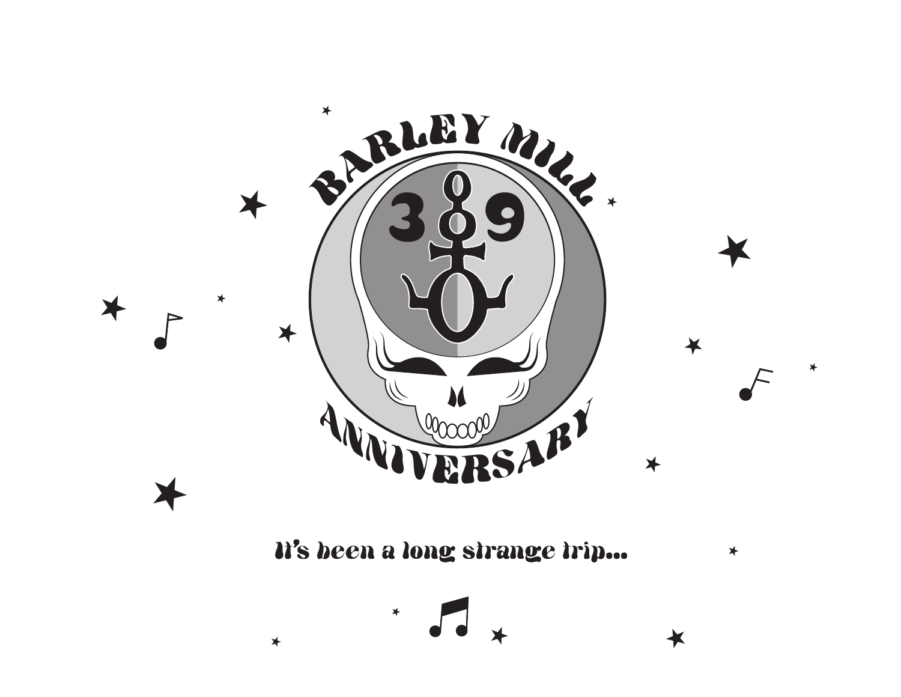BARLEY MILL

30 9

ANNIVERSARY

It's been a long strange trip...